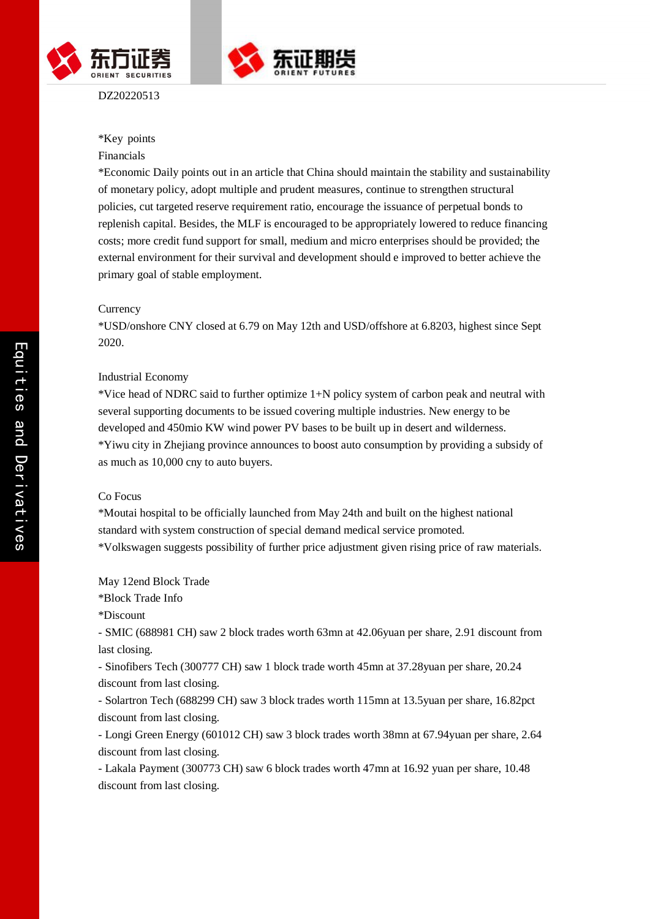DZ20220513

*Key points

Financials

*Economic Daily points out in an article that China should maintain the stability and sustainability of monetary policy, adopt multiple and prudent measures, continue to strengthen structural policies, cut targeted reserve requirement ratio, encourage the issuance of perpetual bonds to replenish capital. Besides, the MLF is encouraged to be appropriately lowered to reduce financing costs; more credit fund support for small, medium and micro enterprises should be provided; the external environment for their survival and development should e improved to better achieve the primary goal of stable employment.

Currency

*USD/onshore CNY closed at 6.79 on May 12th and USD/offshore at 6.8203, highest since Sept 2020.

Industrial Economy

*Vice head of NDRC said to further optimize 1+N policy system of carbon peak and neutral with several supporting documents to be issued covering multiple industries. New energy to be developed and 450mio KW wind power PV bases to be built up in desert and wilderness.

*Yiwu city in Zhejiang province announces to boost auto consumption by providing a subsidy of as much as 10,000 cny to auto buyers.

Co Focus

*Moutai hospital to be officially launched from May 24th and built on the highest national standard with system construction of special demand medical service promoted.

*Volkswagen suggests possibility of further price adjustment given rising price of raw materials.

May 12end Block Trade

*Block Trade Info

*Discount

- SMIC (688981 CH) saw 2 block trades worth 63mn at 42.06yuan per share, 2.91 discount from last closing.
- Sinofibers Tech (300777 CH) saw 1 block trade worth 45mn at 37.28yuan per share, 20.24 discount from last closing.
- Solartron Tech (688299 CH) saw 3 block trades worth 115mn at 13.5yuan per share, 16.82pct discount from last closing.
- Longi Green Energy (601012 CH) saw 3 block trades worth 38mn at 67.94yuan per share, 2.64 discount from last closing.
- Lakala Payment (300773 CH) saw 6 block trades worth 47mn at 16.92 yuan per share, 10.48 discount from last closing.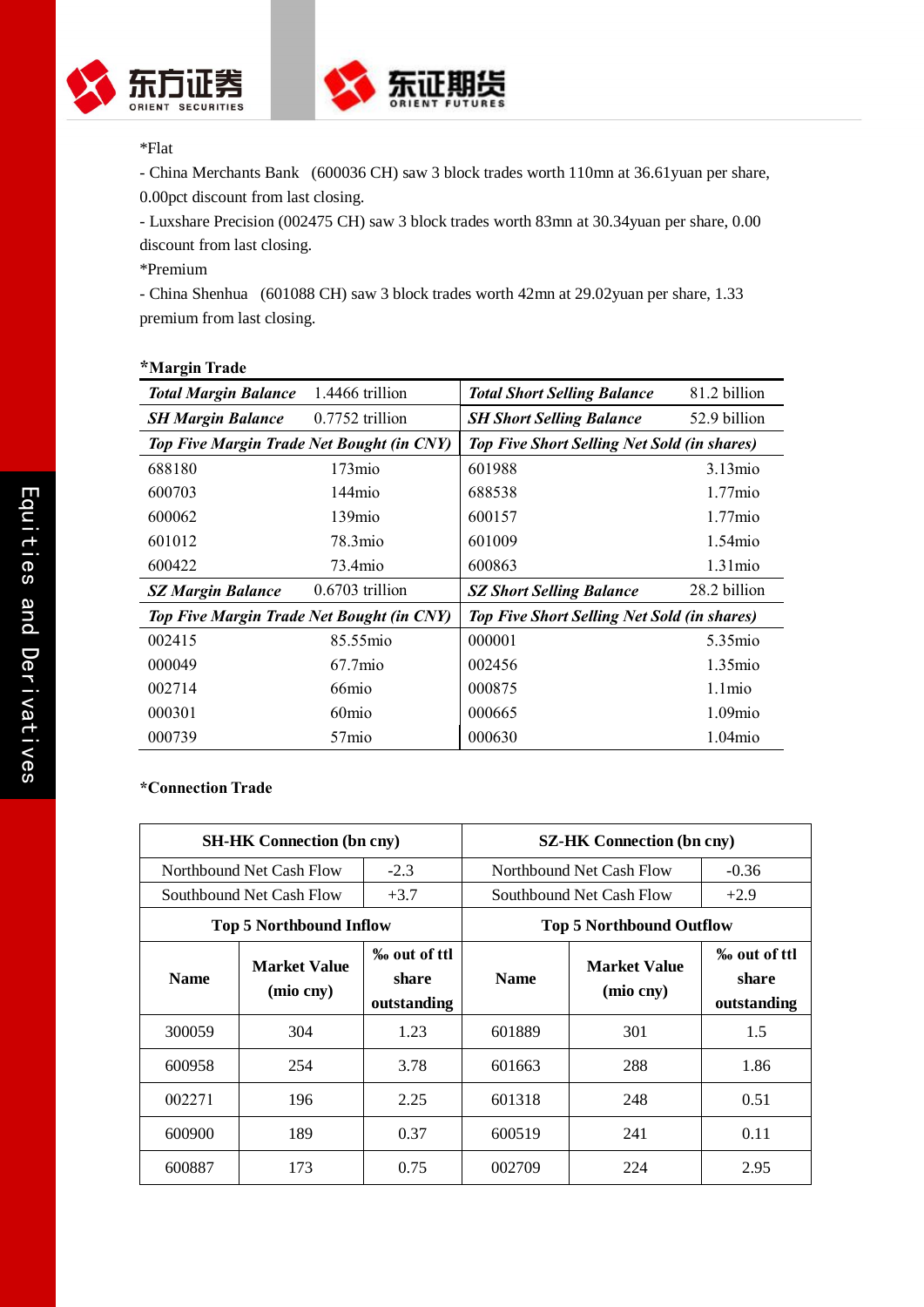*Flat

- China Merchants Bank (600036 CH) saw 3 block trades worth 110mn at 36.61yuan per share, 0.00pct discount from last closing.
- Luxshare Precision (002475 CH) saw 3 block trades worth 83mn at 30.34yuan per share, 0.00 discount from last closing.

*Premium

- China Shenhua (601088 CH) saw 3 block trades worth 42mn at 29.02yuan per share, 1.33 premium from last closing.

**\*Margin Trade**

| ***Total Margin Balance*** | 1.4466 trillion | ***Total Short Selling Balance*** | 81.2 billion |
|---|---|---|---|
| ***SH Margin Balance*** | 0.7752 trillion | ***SH Short Selling Balance*** | 52.9 billion |
| ***Top Five Margin Trade Net Bought (in CNY)*** | | ***Top Five Short Selling Net Sold (in shares)*** | |
| 688180 | 173mio | 601988 | 3.13mio |
| 600703 | 144mio | 688538 | 1.77mio |
| 600062 | 139mio | 600157 | 1.77mio |
| 601012 | 78.3mio | 601009 | 1.54mio |
| 600422 | 73.4mio | 600863 | 1.31mio |
| ***SZ Margin Balance*** | 0.6703 trillion | ***SZ Short Selling Balance*** | 28.2 billion |
| ***Top Five Margin Trade Net Bought (in CNY)*** | | ***Top Five Short Selling Net Sold (in shares)*** | |
| 002415 | 85.55mio | 000001 | 5.35mio |
| 000049 | 67.7mio | 002456 | 1.35mio |
| 002714 | 66mio | 000875 | 1.1mio |
| 000301 | 60mio | 000665 | 1.09mio |
| 000739 | 57mio | 000630 | 1.04mio |

**\*Connection Trade**

| **SH-HK Connection (bn cny)** | | | **SZ-HK Connection (bn cny)** | | |
|---|---|---|---|---|---|
| Northbound Net Cash Flow | -2.3 | | Northbound Net Cash Flow | -0.36 | |
| Southbound Net Cash Flow | +3.7 | | Southbound Net Cash Flow | +2.9 | |
| **Top 5 Northbound Inflow** | | | **Top 5 Northbound Outflow** | | |
| **Name** | **Market Value (mio cny)** | **‰ out of ttl share outstanding** | **Name** | **Market Value (mio cny)** | **‰ out of ttl share outstanding** |
| 300059 | 304 | 1.23 | 601889 | 301 | 1.5 |
| 600958 | 254 | 3.78 | 601663 | 288 | 1.86 |
| 002271 | 196 | 2.25 | 601318 | 248 | 0.51 |
| 600900 | 189 | 0.37 | 600519 | 241 | 0.11 |
| 600887 | 173 | 0.75 | 002709 | 224 | 2.95 |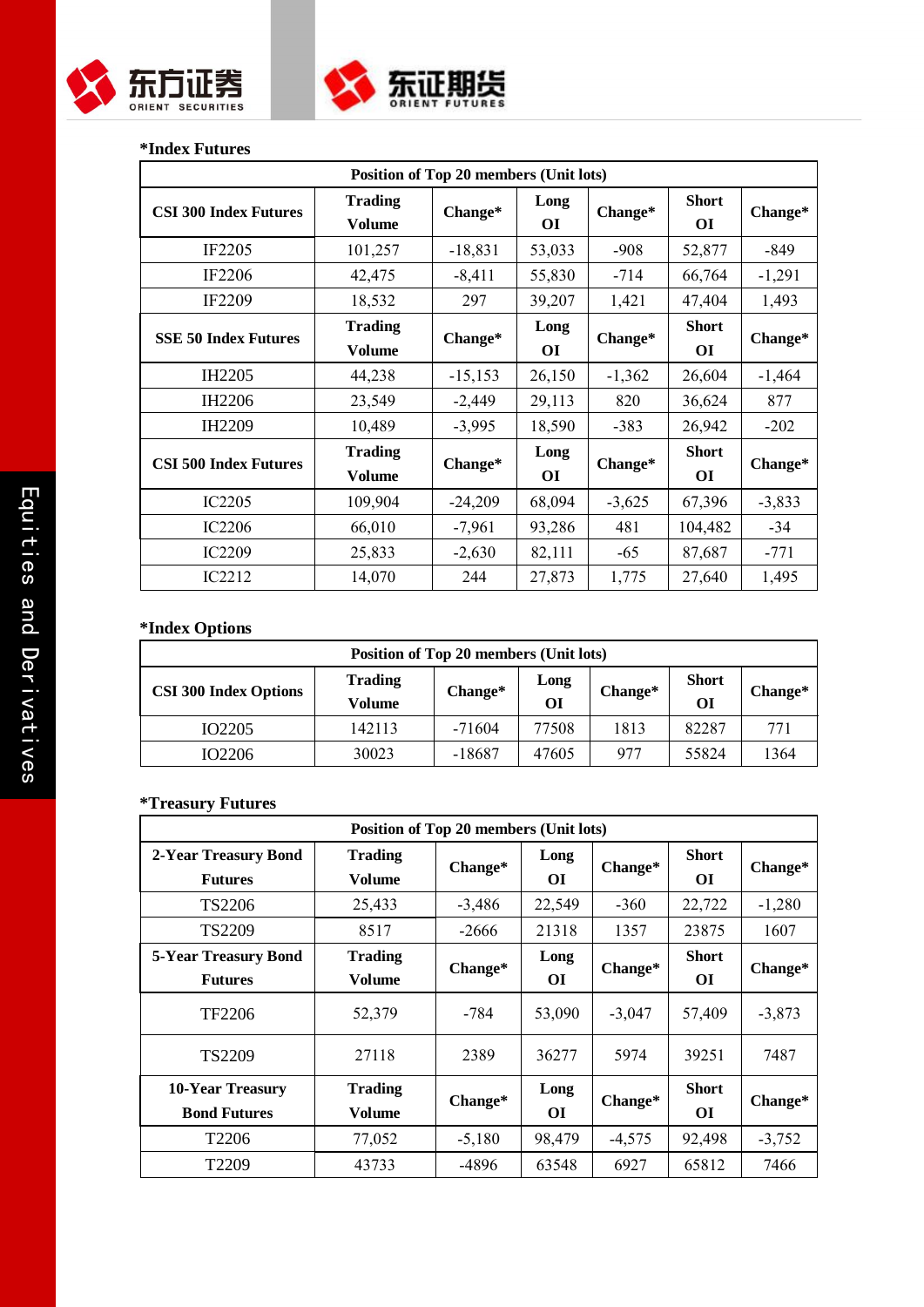*Index Futures

| Position of Top 20 members (Unit lots) | | | | | | |
|---|---|---|---|---|---|---|
| **CSI 300 Index Futures** | **Trading Volume** | **Change*** | **Long OI** | **Change*** | **Short OI** | **Change*** |
| IF2205 | 101,257 | -18,831 | 53,033 | -908 | 52,877 | -849 |
| IF2206 | 42,475 | -8,411 | 55,830 | -714 | 66,764 | -1,291 |
| IF2209 | 18,532 | 297 | 39,207 | 1,421 | 47,404 | 1,493 |
| **SSE 50 Index Futures** | **Trading Volume** | **Change*** | **Long OI** | **Change*** | **Short OI** | **Change*** |
| IH2205 | 44,238 | -15,153 | 26,150 | -1,362 | 26,604 | -1,464 |
| IH2206 | 23,549 | -2,449 | 29,113 | 820 | 36,624 | 877 |
| IH2209 | 10,489 | -3,995 | 18,590 | -383 | 26,942 | -202 |
| **CSI 500 Index Futures** | **Trading Volume** | **Change*** | **Long OI** | **Change*** | **Short OI** | **Change*** |
| IC2205 | 109,904 | -24,209 | 68,094 | -3,625 | 67,396 | -3,833 |
| IC2206 | 66,010 | -7,961 | 93,286 | 481 | 104,482 | -34 |
| IC2209 | 25,833 | -2,630 | 82,111 | -65 | 87,687 | -771 |
| IC2212 | 14,070 | 244 | 27,873 | 1,775 | 27,640 | 1,495 |

*Index Options

| Position of Top 20 members (Unit lots) | | | | | | |
|---|---|---|---|---|---|---|
| **CSI 300 Index Options** | **Trading Volume** | **Change*** | **Long OI** | **Change*** | **Short OI** | **Change*** |
| IO2205 | 142113 | -71604 | 77508 | 1813 | 82287 | 771 |
| IO2206 | 30023 | -18687 | 47605 | 977 | 55824 | 1364 |

*Treasury Futures

| Position of Top 20 members (Unit lots) | | | | | | |
|---|---|---|---|---|---|---|
| **2-Year Treasury Bond Futures** | **Trading Volume** | **Change*** | **Long OI** | **Change*** | **Short OI** | **Change*** |
| TS2206 | 25,433 | -3,486 | 22,549 | -360 | 22,722 | -1,280 |
| TS2209 | 8517 | -2666 | 21318 | 1357 | 23875 | 1607 |
| **5-Year Treasury Bond Futures** | **Trading Volume** | **Change*** | **Long OI** | **Change*** | **Short OI** | **Change*** |
| TF2206 | 52,379 | -784 | 53,090 | -3,047 | 57,409 | -3,873 |
| TS2209 | 27118 | 2389 | 36277 | 5974 | 39251 | 7487 |
| **10-Year Treasury Bond Futures** | **Trading Volume** | **Change*** | **Long OI** | **Change*** | **Short OI** | **Change*** |
| T2206 | 77,052 | -5,180 | 98,479 | -4,575 | 92,498 | -3,752 |
| T2209 | 43733 | -4896 | 63548 | 6927 | 65812 | 7466 |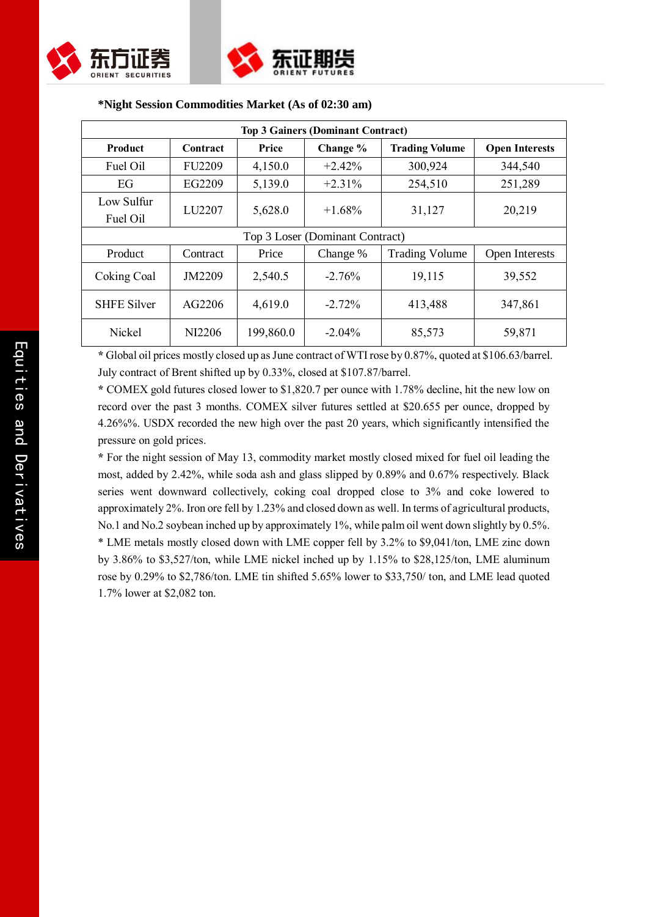**\*Night Session Commodities Market (As of 02:30 am)**

| Top 3 Gainers (Dominant Contract) | | | | | |
|---|---|---|---|---|---|
| **Product** | **Contract** | **Price** | **Change %** | **Trading Volume** | **Open Interests** |
| Fuel Oil | FU2209 | 4,150.0 | +2.42% | 300,924 | 344,540 |
| EG | EG2209 | 5,139.0 | +2.31% | 254,510 | 251,289 |
| Low Sulfur Fuel Oil | LU2207 | 5,628.0 | +1.68% | 31,127 | 20,219 |
| Top 3 Loser (Dominant Contract) | | | | | |
| Product | Contract | Price | Change % | Trading Volume | Open Interests |
| Coking Coal | JM2209 | 2,540.5 | -2.76% | 19,115 | 39,552 |
| SHFE Silver | AG2206 | 4,619.0 | -2.72% | 413,488 | 347,861 |
| Nickel | NI2206 | 199,860.0 | -2.04% | 85,573 | 59,871 |

\* Global oil prices mostly closed up as June contract of WTI rose by 0.87%, quoted at $106.63/barrel. July contract of Brent shifted up by 0.33%, closed at $107.87/barrel.

\* COMEX gold futures closed lower to $1,820.7 per ounce with 1.78% decline, hit the new low on record over the past 3 months. COMEX silver futures settled at $20.655 per ounce, dropped by 4.26%%. USDX recorded the new high over the past 20 years, which significantly intensified the pressure on gold prices.

\* For the night session of May 13, commodity market mostly closed mixed for fuel oil leading the most, added by 2.42%, while soda ash and glass slipped by 0.89% and 0.67% respectively. Black series went downward collectively, coking coal dropped close to 3% and coke lowered to approximately 2%. Iron ore fell by 1.23% and closed down as well. In terms of agricultural products, No.1 and No.2 soybean inched up by approximately 1%, while palm oil went down slightly by 0.5%.

\* LME metals mostly closed down with LME copper fell by 3.2% to $9,041/ton, LME zinc down by 3.86% to $3,527/ton, while LME nickel inched up by 1.15% to $28,125/ton, LME aluminum rose by 0.29% to $2,786/ton. LME tin shifted 5.65% lower to $33,750/ ton, and LME lead quoted 1.7% lower at $2,082 ton.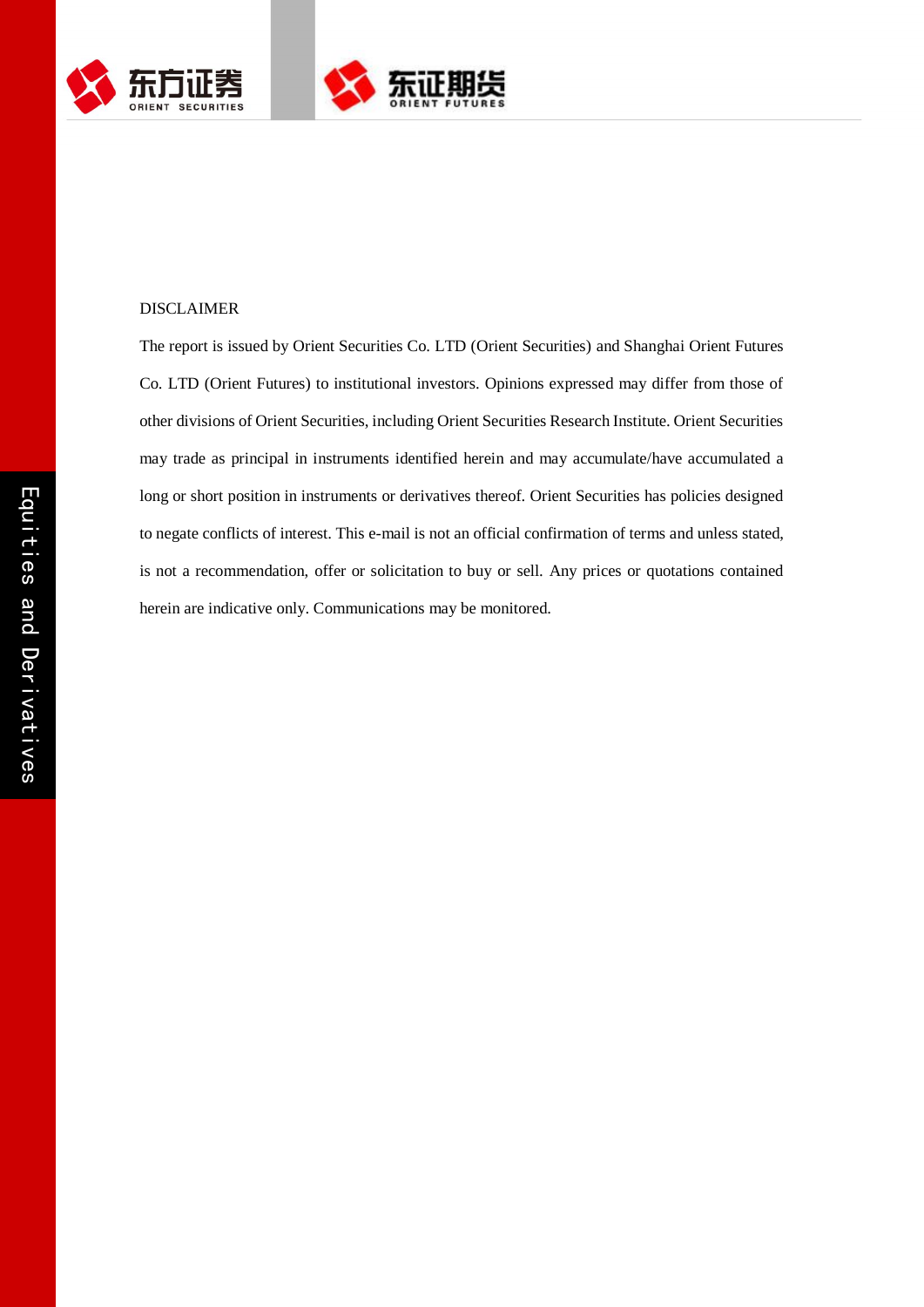DISCLAIMER

The report is issued by Orient Securities Co. LTD (Orient Securities) and Shanghai Orient Futures Co. LTD (Orient Futures) to institutional investors. Opinions expressed may differ from those of other divisions of Orient Securities, including Orient Securities Research Institute. Orient Securities may trade as principal in instruments identified herein and may accumulate/have accumulated a long or short position in instruments or derivatives thereof. Orient Securities has policies designed to negate conflicts of interest. This e-mail is not an official confirmation of terms and unless stated, is not a recommendation, offer or solicitation to buy or sell. Any prices or quotations contained herein are indicative only. Communications may be monitored.